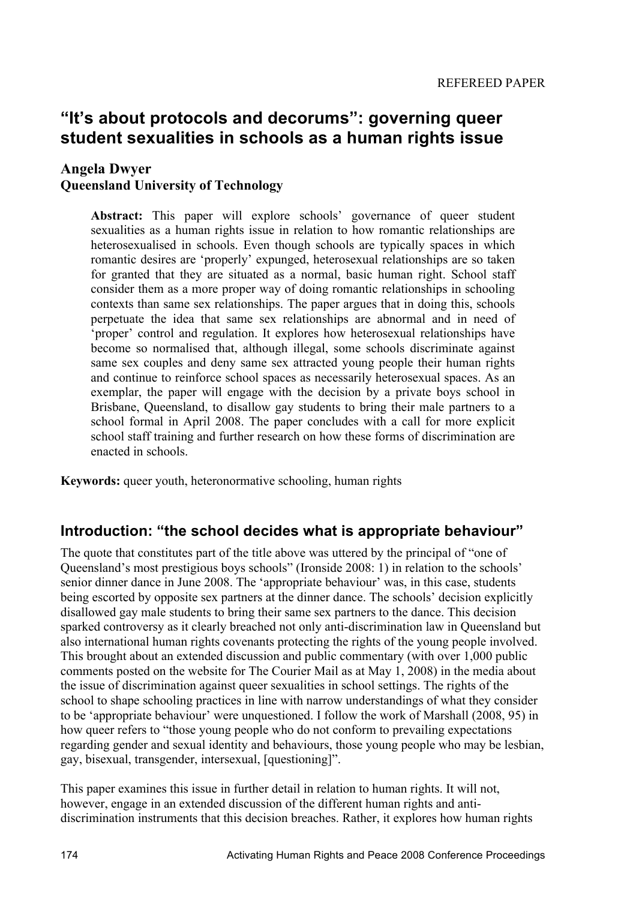REFEREED PAPER

# "It's about protocols and decorums": governing queer student sexualities in schools as a human rights issue

**Angela Dwyer**
**Queensland University of Technology**

> **Abstract:** This paper will explore schools' governance of queer student sexualities as a human rights issue in relation to how romantic relationships are heterosexualised in schools. Even though schools are typically spaces in which romantic desires are 'properly' expunged, heterosexual relationships are so taken for granted that they are situated as a normal, basic human right. School staff consider them as a more proper way of doing romantic relationships in schooling contexts than same sex relationships. The paper argues that in doing this, schools perpetuate the idea that same sex relationships are abnormal and in need of 'proper' control and regulation. It explores how heterosexual relationships have become so normalised that, although illegal, some schools discriminate against same sex couples and deny same sex attracted young people their human rights and continue to reinforce school spaces as necessarily heterosexual spaces. As an exemplar, the paper will engage with the decision by a private boys school in Brisbane, Queensland, to disallow gay students to bring their male partners to a school formal in April 2008. The paper concludes with a call for more explicit school staff training and further research on how these forms of discrimination are enacted in schools.

**Keywords:** queer youth, heteronormative schooling, human rights

## Introduction: "the school decides what is appropriate behaviour"

The quote that constitutes part of the title above was uttered by the principal of "one of Queensland's most prestigious boys schools" (Ironside 2008: 1) in relation to the schools' senior dinner dance in June 2008. The 'appropriate behaviour' was, in this case, students being escorted by opposite sex partners at the dinner dance. The schools' decision explicitly disallowed gay male students to bring their same sex partners to the dance. This decision sparked controversy as it clearly breached not only anti-discrimination law in Queensland but also international human rights covenants protecting the rights of the young people involved. This brought about an extended discussion and public commentary (with over 1,000 public comments posted on the website for The Courier Mail as at May 1, 2008) in the media about the issue of discrimination against queer sexualities in school settings. The rights of the school to shape schooling practices in line with narrow understandings of what they consider to be 'appropriate behaviour' were unquestioned. I follow the work of Marshall (2008, 95) in how queer refers to "those young people who do not conform to prevailing expectations regarding gender and sexual identity and behaviours, those young people who may be lesbian, gay, bisexual, transgender, intersexual, [questioning]".

This paper examines this issue in further detail in relation to human rights. It will not, however, engage in an extended discussion of the different human rights and anti-discrimination instruments that this decision breaches. Rather, it explores how human rights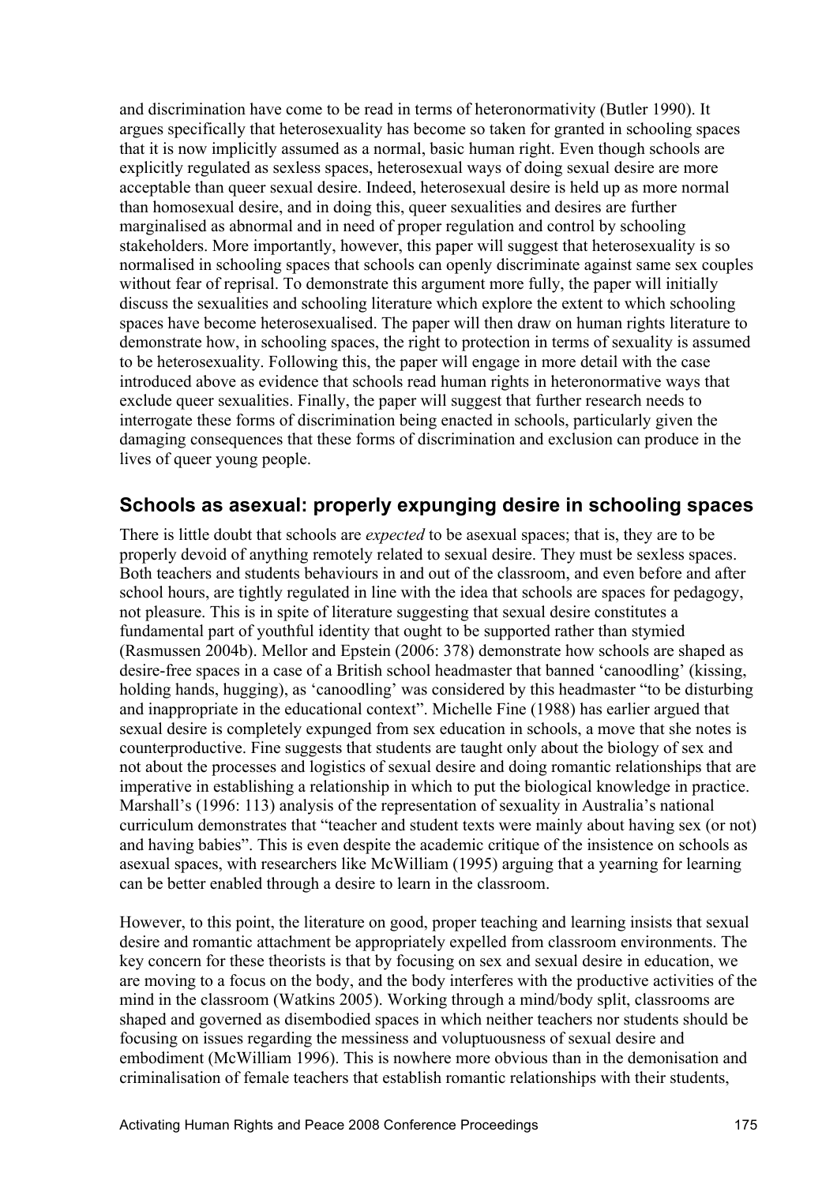and discrimination have come to be read in terms of heteronormativity (Butler 1990). It argues specifically that heterosexuality has become so taken for granted in schooling spaces that it is now implicitly assumed as a normal, basic human right. Even though schools are explicitly regulated as sexless spaces, heterosexual ways of doing sexual desire are more acceptable than queer sexual desire. Indeed, heterosexual desire is held up as more normal than homosexual desire, and in doing this, queer sexualities and desires are further marginalised as abnormal and in need of proper regulation and control by schooling stakeholders. More importantly, however, this paper will suggest that heterosexuality is so normalised in schooling spaces that schools can openly discriminate against same sex couples without fear of reprisal. To demonstrate this argument more fully, the paper will initially discuss the sexualities and schooling literature which explore the extent to which schooling spaces have become heterosexualised. The paper will then draw on human rights literature to demonstrate how, in schooling spaces, the right to protection in terms of sexuality is assumed to be heterosexuality. Following this, the paper will engage in more detail with the case introduced above as evidence that schools read human rights in heteronormative ways that exclude queer sexualities. Finally, the paper will suggest that further research needs to interrogate these forms of discrimination being enacted in schools, particularly given the damaging consequences that these forms of discrimination and exclusion can produce in the lives of queer young people.

## Schools as asexual: properly expunging desire in schooling spaces

There is little doubt that schools are *expected* to be asexual spaces; that is, they are to be properly devoid of anything remotely related to sexual desire. They must be sexless spaces. Both teachers and students behaviours in and out of the classroom, and even before and after school hours, are tightly regulated in line with the idea that schools are spaces for pedagogy, not pleasure. This is in spite of literature suggesting that sexual desire constitutes a fundamental part of youthful identity that ought to be supported rather than stymied (Rasmussen 2004b). Mellor and Epstein (2006: 378) demonstrate how schools are shaped as desire-free spaces in a case of a British school headmaster that banned 'canoodling' (kissing, holding hands, hugging), as 'canoodling' was considered by this headmaster "to be disturbing and inappropriate in the educational context". Michelle Fine (1988) has earlier argued that sexual desire is completely expunged from sex education in schools, a move that she notes is counterproductive. Fine suggests that students are taught only about the biology of sex and not about the processes and logistics of sexual desire and doing romantic relationships that are imperative in establishing a relationship in which to put the biological knowledge in practice. Marshall's (1996: 113) analysis of the representation of sexuality in Australia's national curriculum demonstrates that "teacher and student texts were mainly about having sex (or not) and having babies". This is even despite the academic critique of the insistence on schools as asexual spaces, with researchers like McWilliam (1995) arguing that a yearning for learning can be better enabled through a desire to learn in the classroom.

However, to this point, the literature on good, proper teaching and learning insists that sexual desire and romantic attachment be appropriately expelled from classroom environments. The key concern for these theorists is that by focusing on sex and sexual desire in education, we are moving to a focus on the body, and the body interferes with the productive activities of the mind in the classroom (Watkins 2005). Working through a mind/body split, classrooms are shaped and governed as disembodied spaces in which neither teachers nor students should be focusing on issues regarding the messiness and voluptuousness of sexual desire and embodiment (McWilliam 1996). This is nowhere more obvious than in the demonisation and criminalisation of female teachers that establish romantic relationships with their students,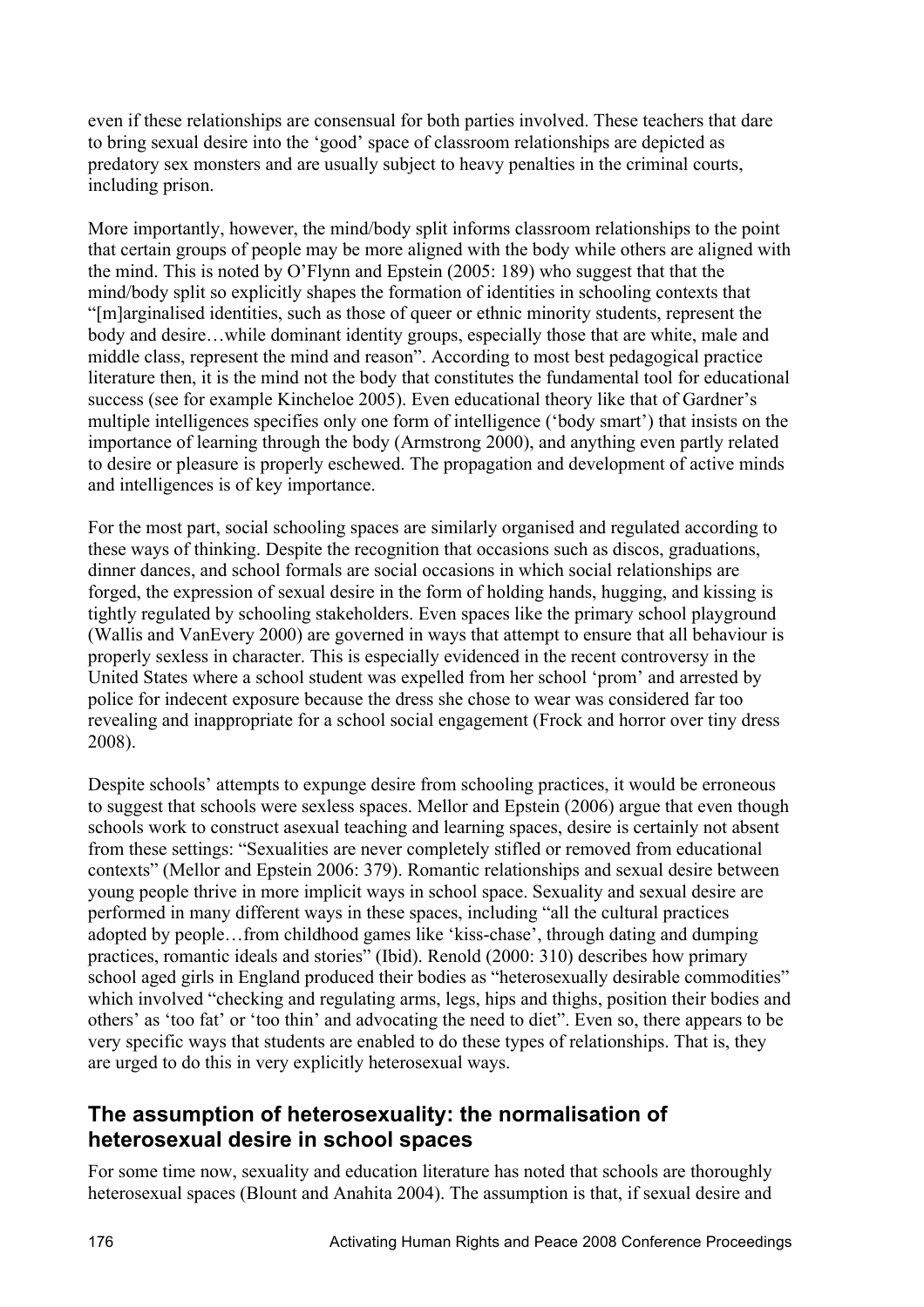even if these relationships are consensual for both parties involved. These teachers that dare to bring sexual desire into the 'good' space of classroom relationships are depicted as predatory sex monsters and are usually subject to heavy penalties in the criminal courts, including prison.

More importantly, however, the mind/body split informs classroom relationships to the point that certain groups of people may be more aligned with the body while others are aligned with the mind. This is noted by O'Flynn and Epstein (2005: 189) who suggest that that the mind/body split so explicitly shapes the formation of identities in schooling contexts that "[m]arginalised identities, such as those of queer or ethnic minority students, represent the body and desire…while dominant identity groups, especially those that are white, male and middle class, represent the mind and reason". According to most best pedagogical practice literature then, it is the mind not the body that constitutes the fundamental tool for educational success (see for example Kincheloe 2005). Even educational theory like that of Gardner's multiple intelligences specifies only one form of intelligence ('body smart') that insists on the importance of learning through the body (Armstrong 2000), and anything even partly related to desire or pleasure is properly eschewed. The propagation and development of active minds and intelligences is of key importance.

For the most part, social schooling spaces are similarly organised and regulated according to these ways of thinking. Despite the recognition that occasions such as discos, graduations, dinner dances, and school formals are social occasions in which social relationships are forged, the expression of sexual desire in the form of holding hands, hugging, and kissing is tightly regulated by schooling stakeholders. Even spaces like the primary school playground (Wallis and VanEvery 2000) are governed in ways that attempt to ensure that all behaviour is properly sexless in character. This is especially evidenced in the recent controversy in the United States where a school student was expelled from her school 'prom' and arrested by police for indecent exposure because the dress she chose to wear was considered far too revealing and inappropriate for a school social engagement (Frock and horror over tiny dress 2008).

Despite schools' attempts to expunge desire from schooling practices, it would be erroneous to suggest that schools were sexless spaces. Mellor and Epstein (2006) argue that even though schools work to construct asexual teaching and learning spaces, desire is certainly not absent from these settings: "Sexualities are never completely stifled or removed from educational contexts" (Mellor and Epstein 2006: 379). Romantic relationships and sexual desire between young people thrive in more implicit ways in school space. Sexuality and sexual desire are performed in many different ways in these spaces, including "all the cultural practices adopted by people…from childhood games like 'kiss-chase', through dating and dumping practices, romantic ideals and stories" (Ibid). Renold (2000: 310) describes how primary school aged girls in England produced their bodies as "heterosexually desirable commodities" which involved "checking and regulating arms, legs, hips and thighs, position their bodies and others' as 'too fat' or 'too thin' and advocating the need to diet". Even so, there appears to be very specific ways that students are enabled to do these types of relationships. That is, they are urged to do this in very explicitly heterosexual ways.

## The assumption of heterosexuality: the normalisation of heterosexual desire in school spaces

For some time now, sexuality and education literature has noted that schools are thoroughly heterosexual spaces (Blount and Anahita 2004). The assumption is that, if sexual desire and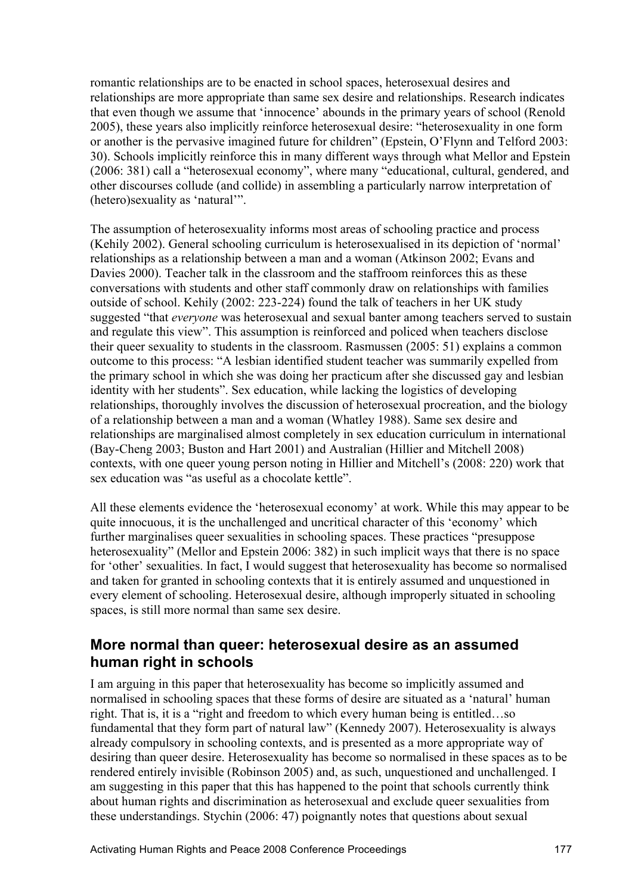romantic relationships are to be enacted in school spaces, heterosexual desires and relationships are more appropriate than same sex desire and relationships. Research indicates that even though we assume that 'innocence' abounds in the primary years of school (Renold 2005), these years also implicitly reinforce heterosexual desire: "heterosexuality in one form or another is the pervasive imagined future for children" (Epstein, O'Flynn and Telford 2003: 30). Schools implicitly reinforce this in many different ways through what Mellor and Epstein (2006: 381) call a "heterosexual economy", where many "educational, cultural, gendered, and other discourses collude (and collide) in assembling a particularly narrow interpretation of (hetero)sexuality as 'natural'".

The assumption of heterosexuality informs most areas of schooling practice and process (Kehily 2002). General schooling curriculum is heterosexualised in its depiction of 'normal' relationships as a relationship between a man and a woman (Atkinson 2002; Evans and Davies 2000). Teacher talk in the classroom and the staffroom reinforces this as these conversations with students and other staff commonly draw on relationships with families outside of school. Kehily (2002: 223-224) found the talk of teachers in her UK study suggested "that *everyone* was heterosexual and sexual banter among teachers served to sustain and regulate this view". This assumption is reinforced and policed when teachers disclose their queer sexuality to students in the classroom. Rasmussen (2005: 51) explains a common outcome to this process: "A lesbian identified student teacher was summarily expelled from the primary school in which she was doing her practicum after she discussed gay and lesbian identity with her students". Sex education, while lacking the logistics of developing relationships, thoroughly involves the discussion of heterosexual procreation, and the biology of a relationship between a man and a woman (Whatley 1988). Same sex desire and relationships are marginalised almost completely in sex education curriculum in international (Bay-Cheng 2003; Buston and Hart 2001) and Australian (Hillier and Mitchell 2008) contexts, with one queer young person noting in Hillier and Mitchell's (2008: 220) work that sex education was "as useful as a chocolate kettle".

All these elements evidence the 'heterosexual economy' at work. While this may appear to be quite innocuous, it is the unchallenged and uncritical character of this 'economy' which further marginalises queer sexualities in schooling spaces. These practices "presuppose heterosexuality" (Mellor and Epstein 2006: 382) in such implicit ways that there is no space for 'other' sexualities. In fact, I would suggest that heterosexuality has become so normalised and taken for granted in schooling contexts that it is entirely assumed and unquestioned in every element of schooling. Heterosexual desire, although improperly situated in schooling spaces, is still more normal than same sex desire.

## More normal than queer: heterosexual desire as an assumed human right in schools

I am arguing in this paper that heterosexuality has become so implicitly assumed and normalised in schooling spaces that these forms of desire are situated as a 'natural' human right. That is, it is a "right and freedom to which every human being is entitled…so fundamental that they form part of natural law" (Kennedy 2007). Heterosexuality is always already compulsory in schooling contexts, and is presented as a more appropriate way of desiring than queer desire. Heterosexuality has become so normalised in these spaces as to be rendered entirely invisible (Robinson 2005) and, as such, unquestioned and unchallenged. I am suggesting in this paper that this has happened to the point that schools currently think about human rights and discrimination as heterosexual and exclude queer sexualities from these understandings. Stychin (2006: 47) poignantly notes that questions about sexual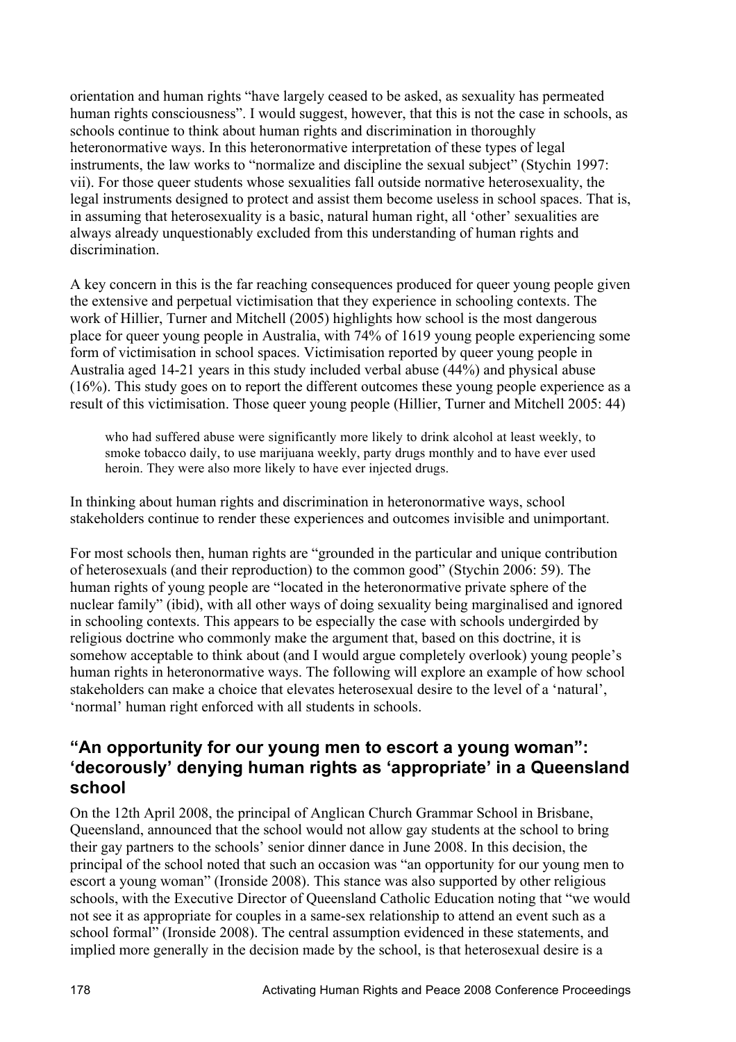orientation and human rights "have largely ceased to be asked, as sexuality has permeated human rights consciousness". I would suggest, however, that this is not the case in schools, as schools continue to think about human rights and discrimination in thoroughly heteronormative ways. In this heteronormative interpretation of these types of legal instruments, the law works to "normalize and discipline the sexual subject" (Stychin 1997: vii). For those queer students whose sexualities fall outside normative heterosexuality, the legal instruments designed to protect and assist them become useless in school spaces. That is, in assuming that heterosexuality is a basic, natural human right, all 'other' sexualities are always already unquestionably excluded from this understanding of human rights and discrimination.

A key concern in this is the far reaching consequences produced for queer young people given the extensive and perpetual victimisation that they experience in schooling contexts. The work of Hillier, Turner and Mitchell (2005) highlights how school is the most dangerous place for queer young people in Australia, with 74% of 1619 young people experiencing some form of victimisation in school spaces. Victimisation reported by queer young people in Australia aged 14-21 years in this study included verbal abuse (44%) and physical abuse (16%). This study goes on to report the different outcomes these young people experience as a result of this victimisation. Those queer young people (Hillier, Turner and Mitchell 2005: 44)

> who had suffered abuse were significantly more likely to drink alcohol at least weekly, to smoke tobacco daily, to use marijuana weekly, party drugs monthly and to have ever used heroin. They were also more likely to have ever injected drugs.

In thinking about human rights and discrimination in heteronormative ways, school stakeholders continue to render these experiences and outcomes invisible and unimportant.

For most schools then, human rights are "grounded in the particular and unique contribution of heterosexuals (and their reproduction) to the common good" (Stychin 2006: 59). The human rights of young people are "located in the heteronormative private sphere of the nuclear family" (ibid), with all other ways of doing sexuality being marginalised and ignored in schooling contexts. This appears to be especially the case with schools undergirded by religious doctrine who commonly make the argument that, based on this doctrine, it is somehow acceptable to think about (and I would argue completely overlook) young people's human rights in heteronormative ways. The following will explore an example of how school stakeholders can make a choice that elevates heterosexual desire to the level of a 'natural', 'normal' human right enforced with all students in schools.

## "An opportunity for our young men to escort a young woman": 'decorously' denying human rights as 'appropriate' in a Queensland school

On the 12th April 2008, the principal of Anglican Church Grammar School in Brisbane, Queensland, announced that the school would not allow gay students at the school to bring their gay partners to the schools' senior dinner dance in June 2008. In this decision, the principal of the school noted that such an occasion was "an opportunity for our young men to escort a young woman" (Ironside 2008). This stance was also supported by other religious schools, with the Executive Director of Queensland Catholic Education noting that "we would not see it as appropriate for couples in a same-sex relationship to attend an event such as a school formal" (Ironside 2008). The central assumption evidenced in these statements, and implied more generally in the decision made by the school, is that heterosexual desire is a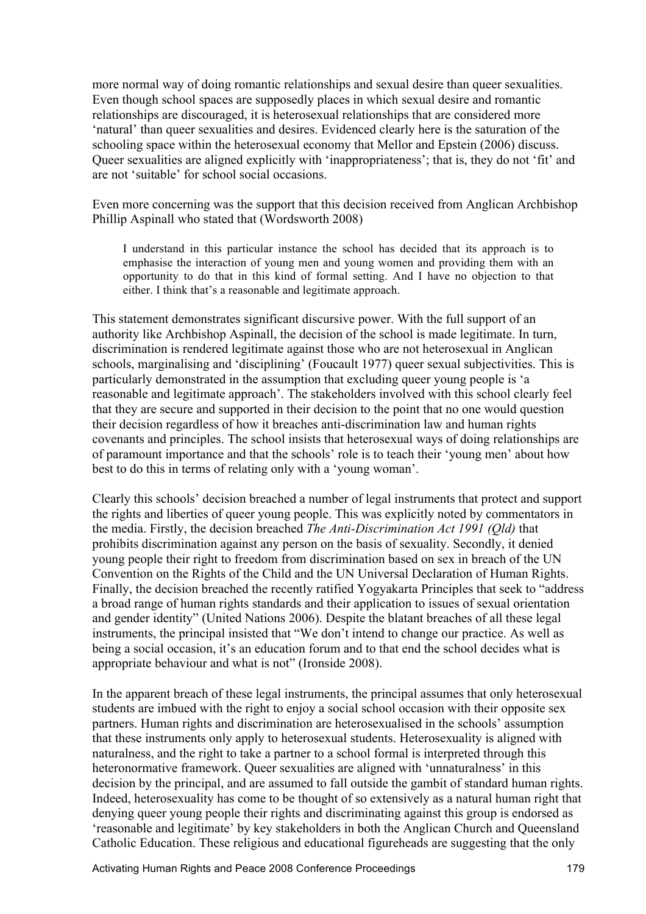more normal way of doing romantic relationships and sexual desire than queer sexualities. Even though school spaces are supposedly places in which sexual desire and romantic relationships are discouraged, it is heterosexual relationships that are considered more 'natural' than queer sexualities and desires. Evidenced clearly here is the saturation of the schooling space within the heterosexual economy that Mellor and Epstein (2006) discuss. Queer sexualities are aligned explicitly with 'inappropriateness'; that is, they do not 'fit' and are not 'suitable' for school social occasions.

Even more concerning was the support that this decision received from Anglican Archbishop Phillip Aspinall who stated that (Wordsworth 2008)

> I understand in this particular instance the school has decided that its approach is to emphasise the interaction of young men and young women and providing them with an opportunity to do that in this kind of formal setting. And I have no objection to that either. I think that's a reasonable and legitimate approach.

This statement demonstrates significant discursive power. With the full support of an authority like Archbishop Aspinall, the decision of the school is made legitimate. In turn, discrimination is rendered legitimate against those who are not heterosexual in Anglican schools, marginalising and 'disciplining' (Foucault 1977) queer sexual subjectivities. This is particularly demonstrated in the assumption that excluding queer young people is 'a reasonable and legitimate approach'. The stakeholders involved with this school clearly feel that they are secure and supported in their decision to the point that no one would question their decision regardless of how it breaches anti-discrimination law and human rights covenants and principles. The school insists that heterosexual ways of doing relationships are of paramount importance and that the schools' role is to teach their 'young men' about how best to do this in terms of relating only with a 'young woman'.

Clearly this schools' decision breached a number of legal instruments that protect and support the rights and liberties of queer young people. This was explicitly noted by commentators in the media. Firstly, the decision breached *The Anti-Discrimination Act 1991 (Qld)* that prohibits discrimination against any person on the basis of sexuality. Secondly, it denied young people their right to freedom from discrimination based on sex in breach of the UN Convention on the Rights of the Child and the UN Universal Declaration of Human Rights. Finally, the decision breached the recently ratified Yogyakarta Principles that seek to "address a broad range of human rights standards and their application to issues of sexual orientation and gender identity" (United Nations 2006). Despite the blatant breaches of all these legal instruments, the principal insisted that "We don't intend to change our practice. As well as being a social occasion, it's an education forum and to that end the school decides what is appropriate behaviour and what is not" (Ironside 2008).

In the apparent breach of these legal instruments, the principal assumes that only heterosexual students are imbued with the right to enjoy a social school occasion with their opposite sex partners. Human rights and discrimination are heterosexualised in the schools' assumption that these instruments only apply to heterosexual students. Heterosexuality is aligned with naturalness, and the right to take a partner to a school formal is interpreted through this heteronormative framework. Queer sexualities are aligned with 'unnaturalness' in this decision by the principal, and are assumed to fall outside the gambit of standard human rights. Indeed, heterosexuality has come to be thought of so extensively as a natural human right that denying queer young people their rights and discriminating against this group is endorsed as 'reasonable and legitimate' by key stakeholders in both the Anglican Church and Queensland Catholic Education. These religious and educational figureheads are suggesting that the only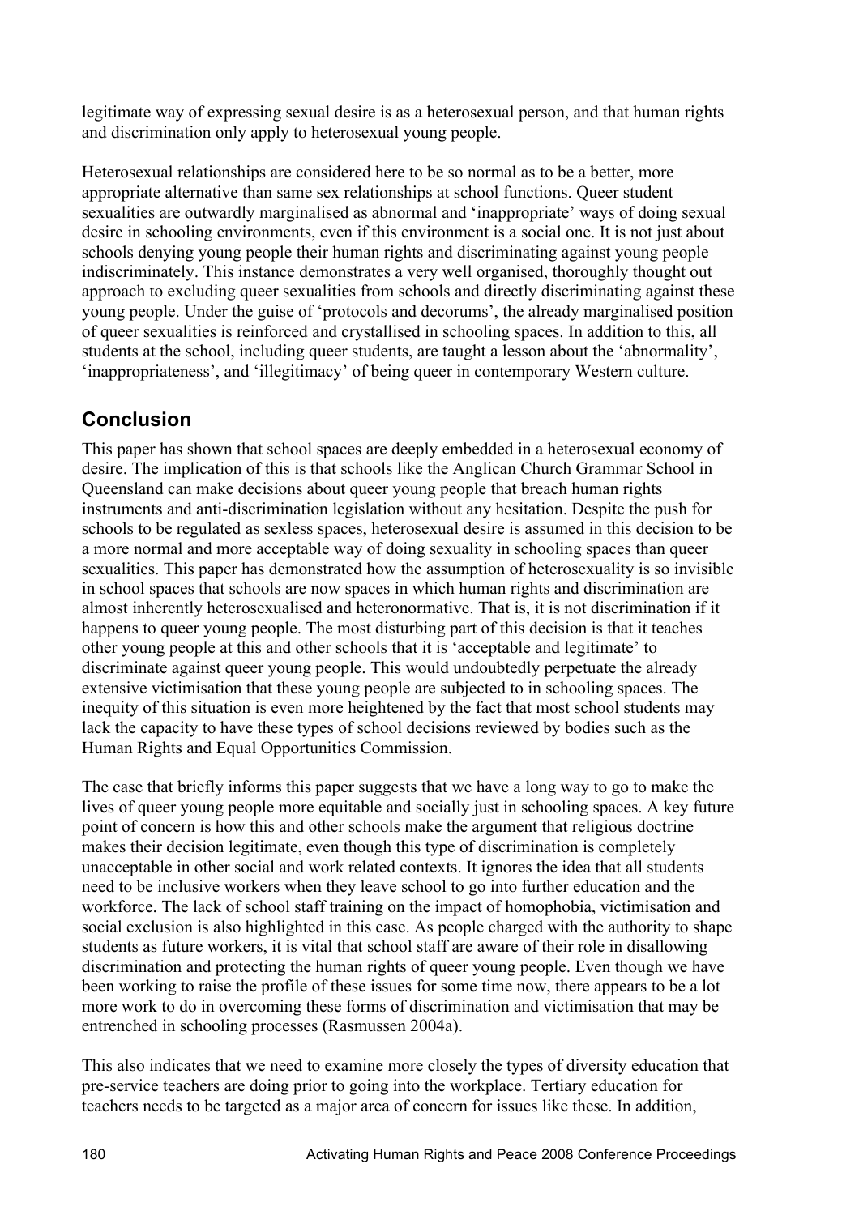legitimate way of expressing sexual desire is as a heterosexual person, and that human rights and discrimination only apply to heterosexual young people.

Heterosexual relationships are considered here to be so normal as to be a better, more appropriate alternative than same sex relationships at school functions. Queer student sexualities are outwardly marginalised as abnormal and 'inappropriate' ways of doing sexual desire in schooling environments, even if this environment is a social one. It is not just about schools denying young people their human rights and discriminating against young people indiscriminately. This instance demonstrates a very well organised, thoroughly thought out approach to excluding queer sexualities from schools and directly discriminating against these young people. Under the guise of 'protocols and decorums', the already marginalised position of queer sexualities is reinforced and crystallised in schooling spaces. In addition to this, all students at the school, including queer students, are taught a lesson about the 'abnormality', 'inappropriateness', and 'illegitimacy' of being queer in contemporary Western culture.

## Conclusion

This paper has shown that school spaces are deeply embedded in a heterosexual economy of desire. The implication of this is that schools like the Anglican Church Grammar School in Queensland can make decisions about queer young people that breach human rights instruments and anti-discrimination legislation without any hesitation. Despite the push for schools to be regulated as sexless spaces, heterosexual desire is assumed in this decision to be a more normal and more acceptable way of doing sexuality in schooling spaces than queer sexualities. This paper has demonstrated how the assumption of heterosexuality is so invisible in school spaces that schools are now spaces in which human rights and discrimination are almost inherently heterosexualised and heteronormative. That is, it is not discrimination if it happens to queer young people. The most disturbing part of this decision is that it teaches other young people at this and other schools that it is 'acceptable and legitimate' to discriminate against queer young people. This would undoubtedly perpetuate the already extensive victimisation that these young people are subjected to in schooling spaces. The inequity of this situation is even more heightened by the fact that most school students may lack the capacity to have these types of school decisions reviewed by bodies such as the Human Rights and Equal Opportunities Commission.

The case that briefly informs this paper suggests that we have a long way to go to make the lives of queer young people more equitable and socially just in schooling spaces. A key future point of concern is how this and other schools make the argument that religious doctrine makes their decision legitimate, even though this type of discrimination is completely unacceptable in other social and work related contexts. It ignores the idea that all students need to be inclusive workers when they leave school to go into further education and the workforce. The lack of school staff training on the impact of homophobia, victimisation and social exclusion is also highlighted in this case. As people charged with the authority to shape students as future workers, it is vital that school staff are aware of their role in disallowing discrimination and protecting the human rights of queer young people. Even though we have been working to raise the profile of these issues for some time now, there appears to be a lot more work to do in overcoming these forms of discrimination and victimisation that may be entrenched in schooling processes (Rasmussen 2004a).

This also indicates that we need to examine more closely the types of diversity education that pre-service teachers are doing prior to going into the workplace. Tertiary education for teachers needs to be targeted as a major area of concern for issues like these. In addition,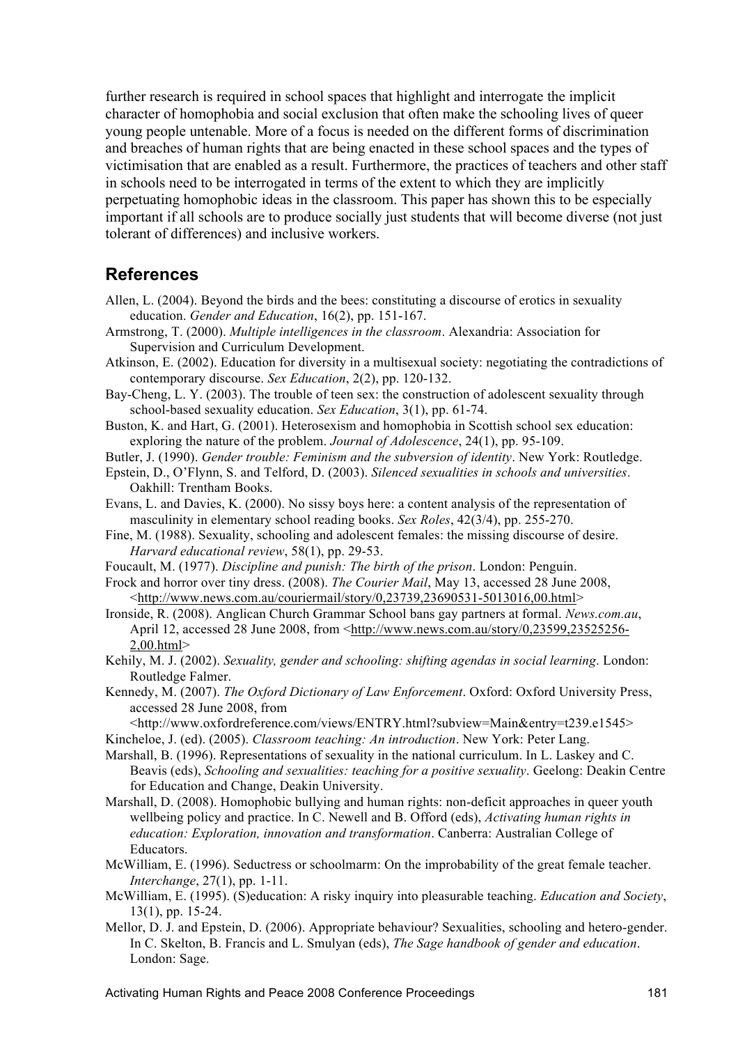further research is required in school spaces that highlight and interrogate the implicit character of homophobia and social exclusion that often make the schooling lives of queer young people untenable. More of a focus is needed on the different forms of discrimination and breaches of human rights that are being enacted in these school spaces and the types of victimisation that are enabled as a result. Furthermore, the practices of teachers and other staff in schools need to be interrogated in terms of the extent to which they are implicitly perpetuating homophobic ideas in the classroom. This paper has shown this to be especially important if all schools are to produce socially just students that will become diverse (not just tolerant of differences) and inclusive workers.

## References

Allen, L. (2004). Beyond the birds and the bees: constituting a discourse of erotics in sexuality education. *Gender and Education*, 16(2), pp. 151-167.

Armstrong, T. (2000). *Multiple intelligences in the classroom*. Alexandria: Association for Supervision and Curriculum Development.

Atkinson, E. (2002). Education for diversity in a multisexual society: negotiating the contradictions of contemporary discourse. *Sex Education*, 2(2), pp. 120-132.

Bay-Cheng, L. Y. (2003). The trouble of teen sex: the construction of adolescent sexuality through school-based sexuality education. *Sex Education*, 3(1), pp. 61-74.

Buston, K. and Hart, G. (2001). Heterosexism and homophobia in Scottish school sex education: exploring the nature of the problem. *Journal of Adolescence*, 24(1), pp. 95-109.

Butler, J. (1990). *Gender trouble: Feminism and the subversion of identity*. New York: Routledge.

Epstein, D., O'Flynn, S. and Telford, D. (2003). *Silenced sexualities in schools and universities*. Oakhill: Trentham Books.

Evans, L. and Davies, K. (2000). No sissy boys here: a content analysis of the representation of masculinity in elementary school reading books. *Sex Roles*, 42(3/4), pp. 255-270.

Fine, M. (1988). Sexuality, schooling and adolescent females: the missing discourse of desire. *Harvard educational review*, 58(1), pp. 29-53.

Foucault, M. (1977). *Discipline and punish: The birth of the prison*. London: Penguin.

Frock and horror over tiny dress. (2008). *The Courier Mail*, May 13, accessed 28 June 2008, <http://www.news.com.au/couriermail/story/0,23739,23690531-5013016,00.html>

Ironside, R. (2008). Anglican Church Grammar School bans gay partners at formal. *News.com.au*, April 12, accessed 28 June 2008, from <http://www.news.com.au/story/0,23599,23525256-2,00.html>

Kehily, M. J. (2002). *Sexuality, gender and schooling: shifting agendas in social learning*. London: Routledge Falmer.

Kennedy, M. (2007). *The Oxford Dictionary of Law Enforcement*. Oxford: Oxford University Press, accessed 28 June 2008, from <http://www.oxfordreference.com/views/ENTRY.html?subview=Main&entry=t239.e1545>

Kincheloe, J. (ed). (2005). *Classroom teaching: An introduction*. New York: Peter Lang.

Marshall, B. (1996). Representations of sexuality in the national curriculum. In L. Laskey and C. Beavis (eds), *Schooling and sexualities: teaching for a positive sexuality*. Geelong: Deakin Centre for Education and Change, Deakin University.

Marshall, D. (2008). Homophobic bullying and human rights: non-deficit approaches in queer youth wellbeing policy and practice. In C. Newell and B. Offord (eds), *Activating human rights in education: Exploration, innovation and transformation*. Canberra: Australian College of Educators.

McWilliam, E. (1996). Seductress or schoolmarm: On the improbability of the great female teacher. *Interchange*, 27(1), pp. 1-11.

McWilliam, E. (1995). (S)education: A risky inquiry into pleasurable teaching. *Education and Society*, 13(1), pp. 15-24.

Mellor, D. J. and Epstein, D. (2006). Appropriate behaviour? Sexualities, schooling and hetero-gender. In C. Skelton, B. Francis and L. Smulyan (eds), *The Sage handbook of gender and education*. London: Sage.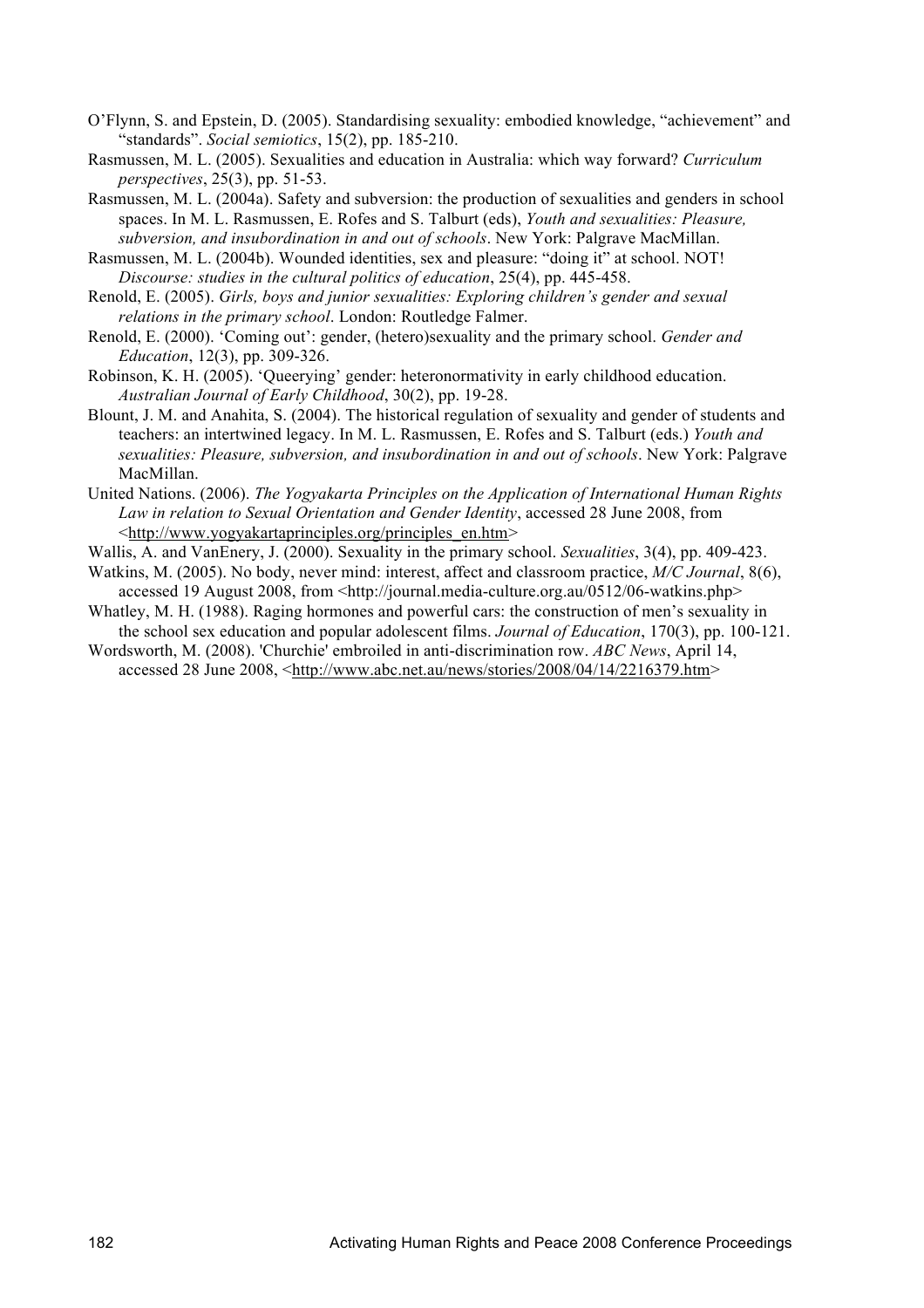O'Flynn, S. and Epstein, D. (2005). Standardising sexuality: embodied knowledge, "achievement" and "standards". *Social semiotics*, 15(2), pp. 185-210.

Rasmussen, M. L. (2005). Sexualities and education in Australia: which way forward? *Curriculum perspectives*, 25(3), pp. 51-53.

Rasmussen, M. L. (2004a). Safety and subversion: the production of sexualities and genders in school spaces. In M. L. Rasmussen, E. Rofes and S. Talburt (eds), *Youth and sexualities: Pleasure, subversion, and insubordination in and out of schools*. New York: Palgrave MacMillan.

Rasmussen, M. L. (2004b). Wounded identities, sex and pleasure: "doing it" at school. NOT! *Discourse: studies in the cultural politics of education*, 25(4), pp. 445-458.

Renold, E. (2005). *Girls, boys and junior sexualities: Exploring children's gender and sexual relations in the primary school*. London: Routledge Falmer.

Renold, E. (2000). 'Coming out': gender, (hetero)sexuality and the primary school. *Gender and Education*, 12(3), pp. 309-326.

Robinson, K. H. (2005). 'Queerying' gender: heteronormativity in early childhood education. *Australian Journal of Early Childhood*, 30(2), pp. 19-28.

Blount, J. M. and Anahita, S. (2004). The historical regulation of sexuality and gender of students and teachers: an intertwined legacy. In M. L. Rasmussen, E. Rofes and S. Talburt (eds.) *Youth and sexualities: Pleasure, subversion, and insubordination in and out of schools*. New York: Palgrave MacMillan.

United Nations. (2006). *The Yogyakarta Principles on the Application of International Human Rights Law in relation to Sexual Orientation and Gender Identity*, accessed 28 June 2008, from <http://www.yogyakartaprinciples.org/principles_en.htm>

Wallis, A. and VanEnery, J. (2000). Sexuality in the primary school. *Sexualities*, 3(4), pp. 409-423.

Watkins, M. (2005). No body, never mind: interest, affect and classroom practice, *M/C Journal*, 8(6), accessed 19 August 2008, from <http://journal.media-culture.org.au/0512/06-watkins.php>

Whatley, M. H. (1988). Raging hormones and powerful cars: the construction of men's sexuality in the school sex education and popular adolescent films. *Journal of Education*, 170(3), pp. 100-121.

Wordsworth, M. (2008). 'Churchie' embroiled in anti-discrimination row. *ABC News*, April 14, accessed 28 June 2008, <http://www.abc.net.au/news/stories/2008/04/14/2216379.htm>